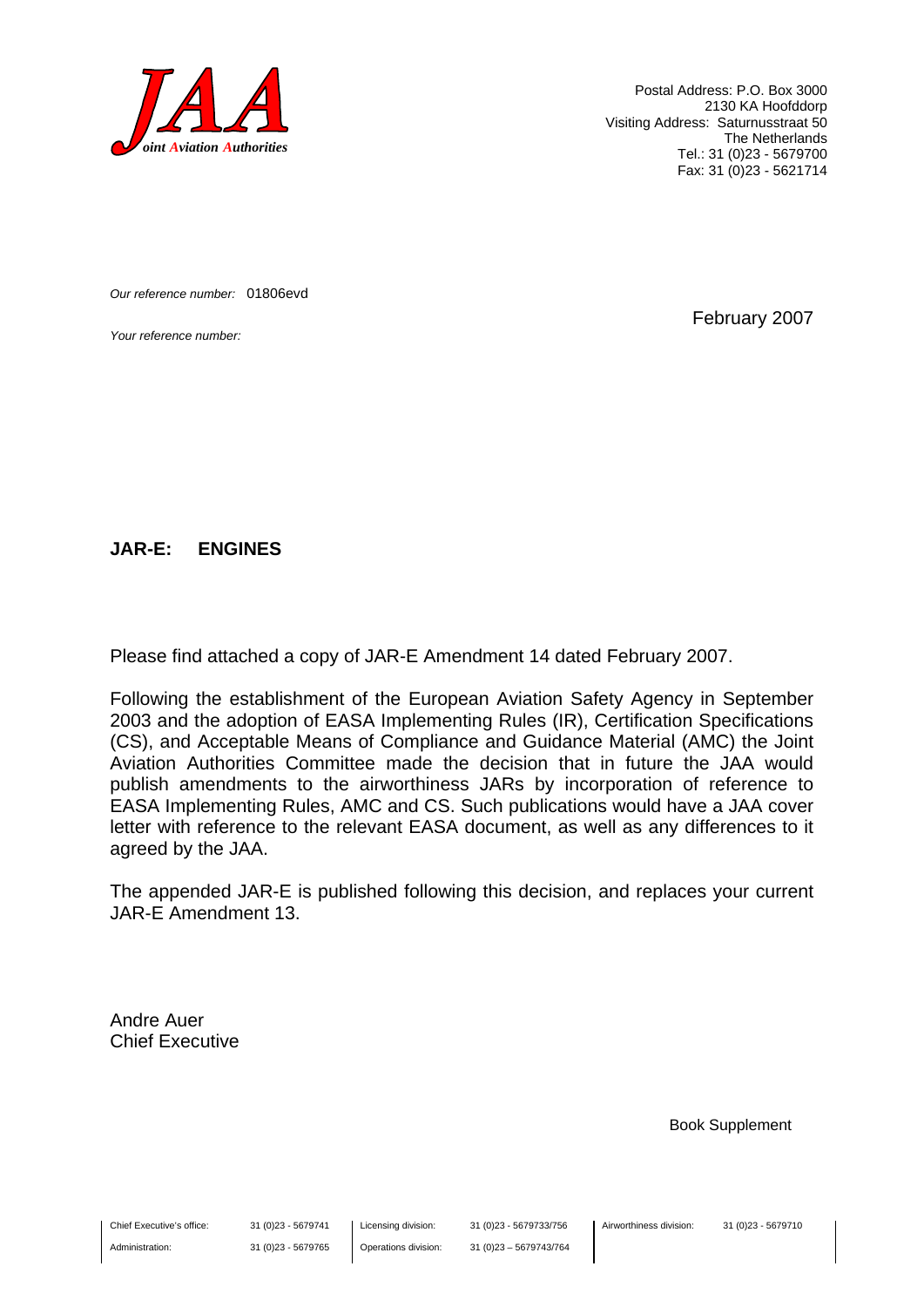**JAA**
*Joint Aviation Authorities*

Postal Address: P.O. Box 3000
2130 KA Hoofddorp
Visiting Address: Saturnusstraat 50
The Netherlands
Tel.: 31 (0)23 - 5679700
Fax: 31 (0)23 - 5621714

*Our reference number:* 01806evd

*Your reference number:*

February 2007

**JAR-E: ENGINES**

Please find attached a copy of JAR-E Amendment 14 dated February 2007.

Following the establishment of the European Aviation Safety Agency in September 2003 and the adoption of EASA Implementing Rules (IR), Certification Specifications (CS), and Acceptable Means of Compliance and Guidance Material (AMC) the Joint Aviation Authorities Committee made the decision that in future the JAA would publish amendments to the airworthiness JARs by incorporation of reference to EASA Implementing Rules, AMC and CS. Such publications would have a JAA cover letter with reference to the relevant EASA document, as well as any differences to it agreed by the JAA.

The appended JAR-E is published following this decision, and replaces your current JAR-E Amendment 13.

Andre Auer
Chief Executive

Book Supplement

| Chief Executive's office: | 31 (0)23 - 5679741 | Licensing division: | 31 (0)23 - 5679733/756 | Airworthiness division: | 31 (0)23 - 5679710 |
|---|---|---|---|---|---|
| Administration: | 31 (0)23 - 5679765 | Operations division: | 31 (0)23 – 5679743/764 | | |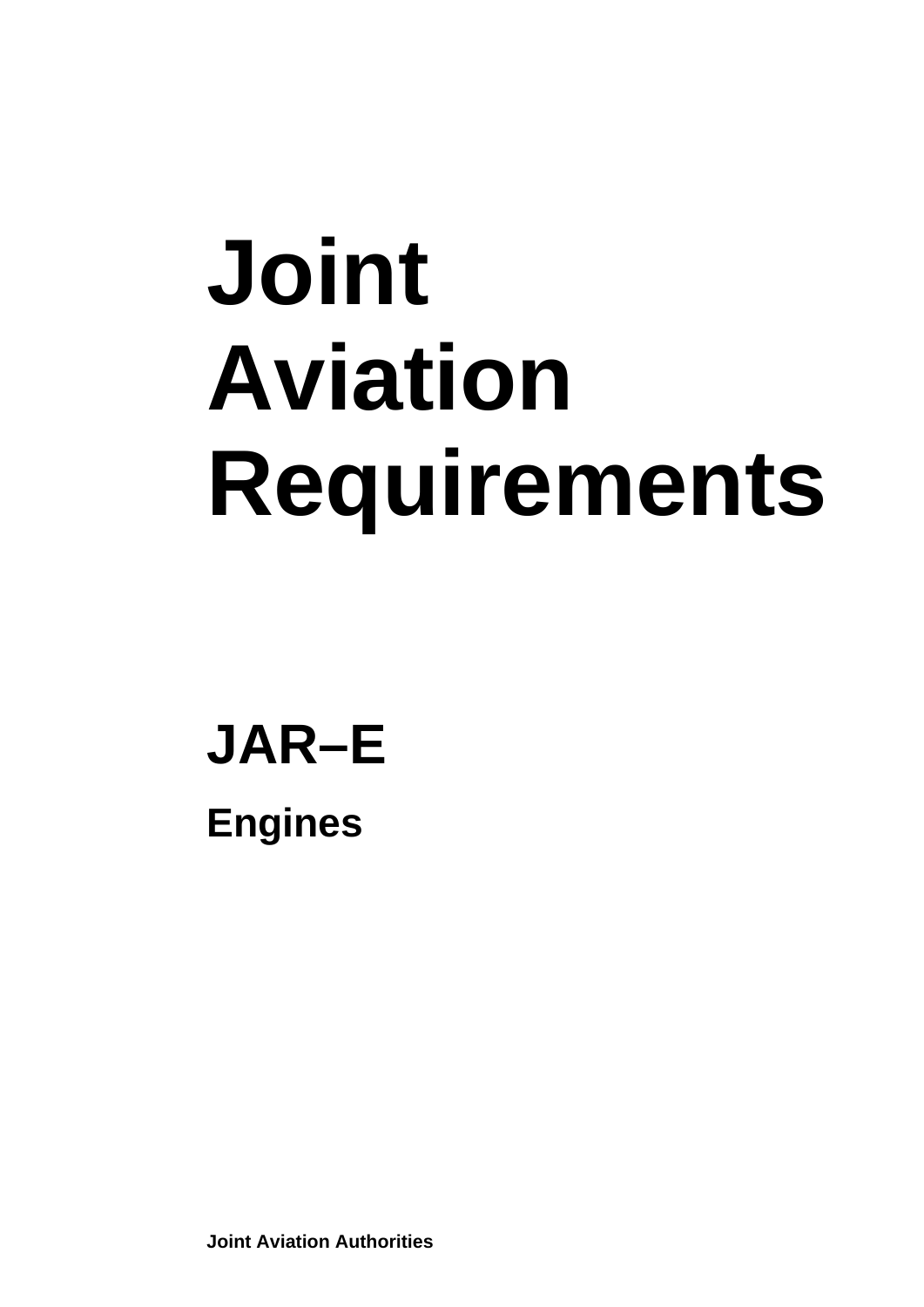# Joint Aviation Requirements

## JAR–E

### Engines

**Joint Aviation Authorities**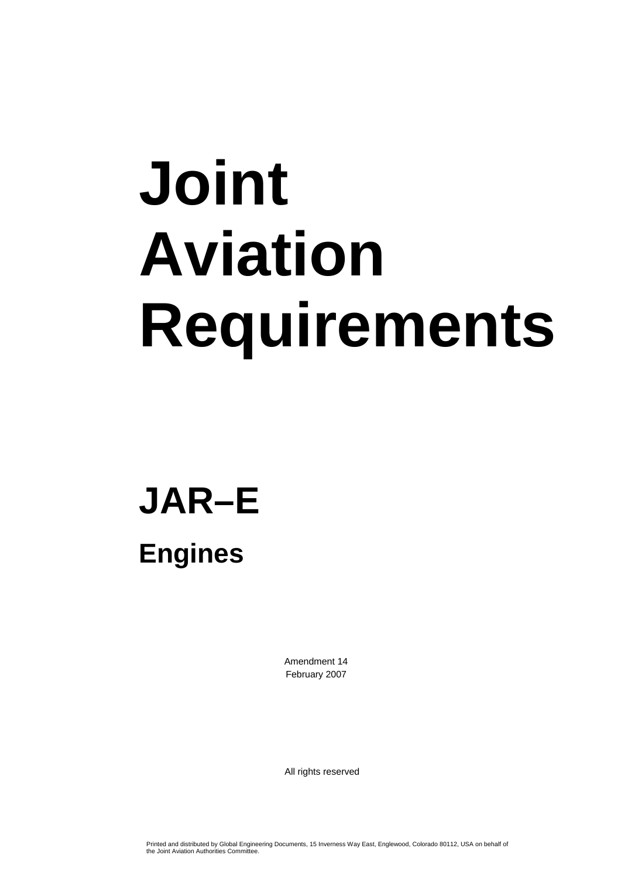# Joint Aviation Requirements

# JAR–E

## Engines

Amendment 14
February 2007

All rights reserved

Printed and distributed by Global Engineering Documents, 15 Inverness Way East, Englewood, Colorado 80112, USA on behalf of the Joint Aviation Authorities Committee.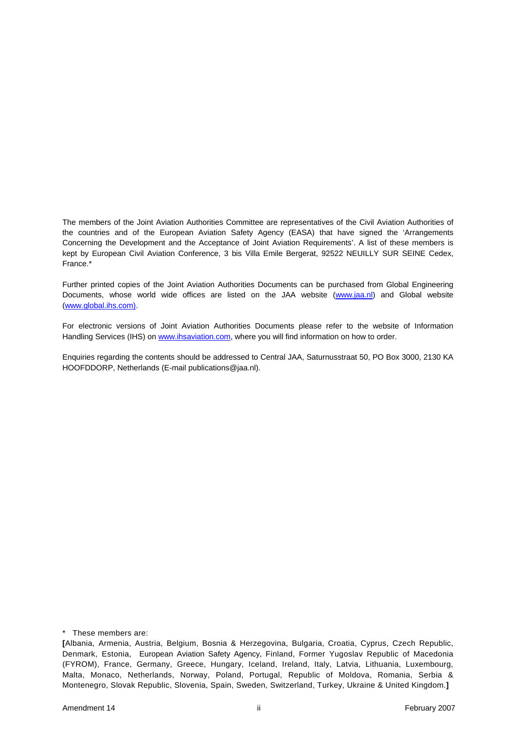The members of the Joint Aviation Authorities Committee are representatives of the Civil Aviation Authorities of the countries and of the European Aviation Safety Agency (EASA) that have signed the 'Arrangements Concerning the Development and the Acceptance of Joint Aviation Requirements'. A list of these members is kept by European Civil Aviation Conference, 3 bis Villa Emile Bergerat, 92522 NEUILLY SUR SEINE Cedex, France.*

Further printed copies of the Joint Aviation Authorities Documents can be purchased from Global Engineering Documents, whose world wide offices are listed on the JAA website (www.jaa.nl) and Global website (www.global.ihs.com).

For electronic versions of Joint Aviation Authorities Documents please refer to the website of Information Handling Services (IHS) on www.ihsaviation.com, where you will find information on how to order.

Enquiries regarding the contents should be addressed to Central JAA, Saturnusstraat 50, PO Box 3000, 2130 KA HOOFDDORP, Netherlands (E-mail publications@jaa.nl).

\* These members are:

**[**Albania, Armenia, Austria, Belgium, Bosnia & Herzegovina, Bulgaria, Croatia, Cyprus, Czech Republic, Denmark, Estonia, European Aviation Safety Agency, Finland, Former Yugoslav Republic of Macedonia (FYROM), France, Germany, Greece, Hungary, Iceland, Ireland, Italy, Latvia, Lithuania, Luxembourg, Malta, Monaco, Netherlands, Norway, Poland, Portugal, Republic of Moldova, Romania, Serbia & Montenegro, Slovak Republic, Slovenia, Spain, Sweden, Switzerland, Turkey, Ukraine & United Kingdom.**]**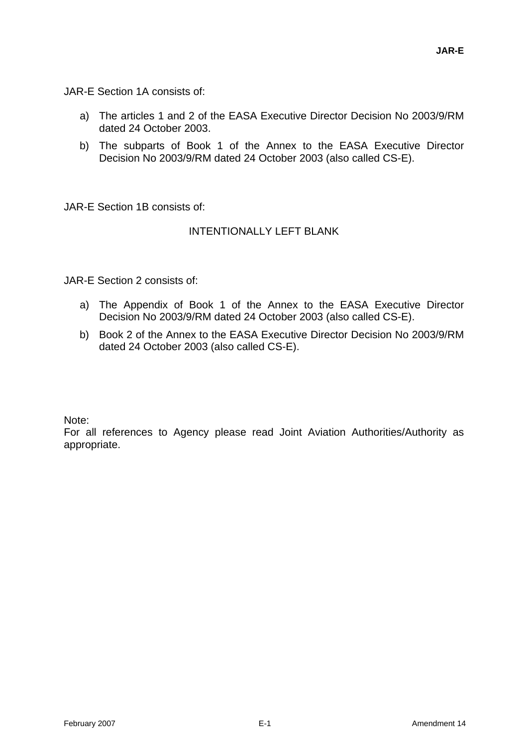JAR-E Section 1A consists of:

a) The articles 1 and 2 of the EASA Executive Director Decision No 2003/9/RM dated 24 October 2003.

b) The subparts of Book 1 of the Annex to the EASA Executive Director Decision No 2003/9/RM dated 24 October 2003 (also called CS-E).

JAR-E Section 1B consists of:

INTENTIONALLY LEFT BLANK

JAR-E Section 2 consists of:

a) The Appendix of Book 1 of the Annex to the EASA Executive Director Decision No 2003/9/RM dated 24 October 2003 (also called CS-E).

b) Book 2 of the Annex to the EASA Executive Director Decision No 2003/9/RM dated 24 October 2003 (also called CS-E).

Note:
For all references to Agency please read Joint Aviation Authorities/Authority as appropriate.